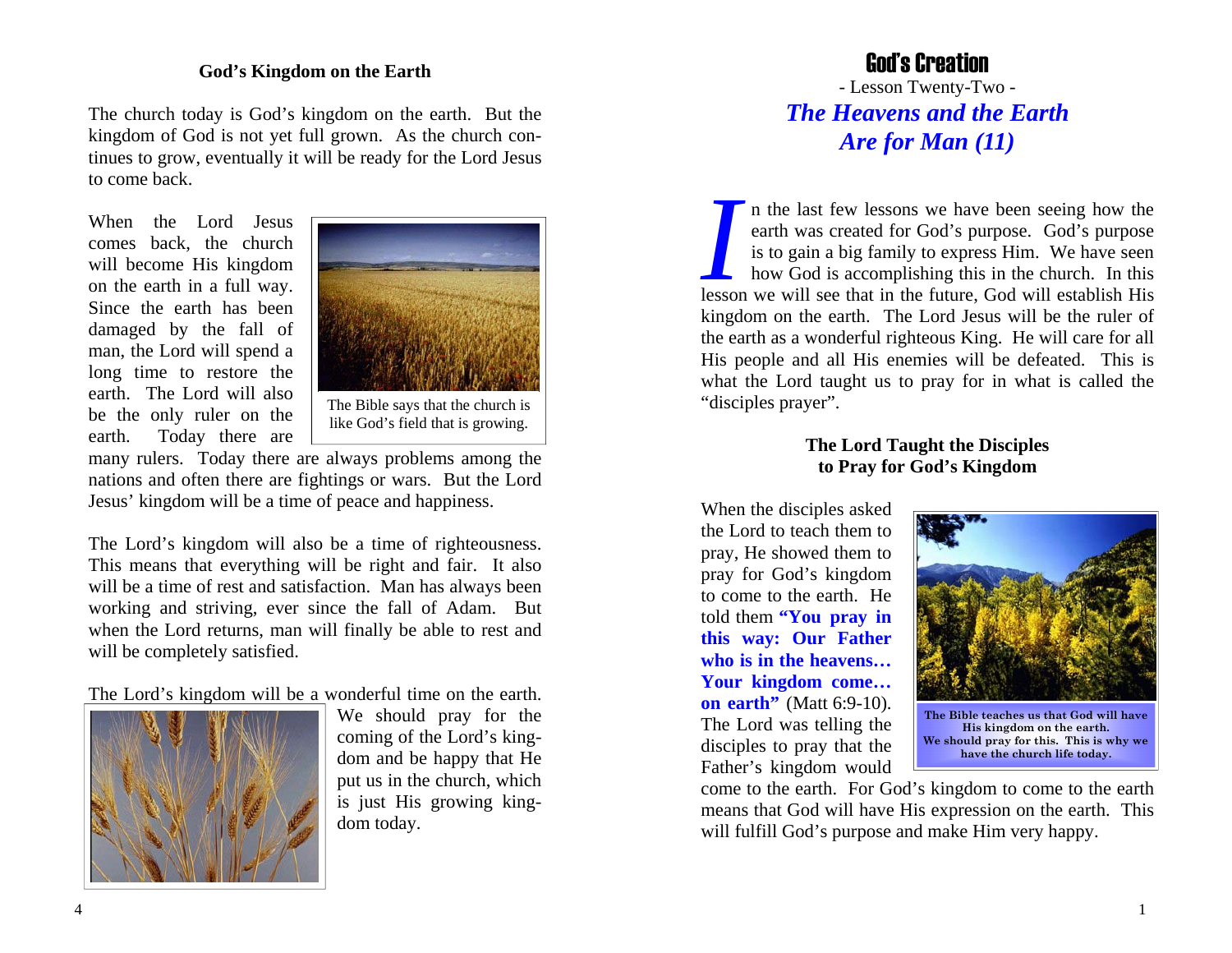# God's Creation

- Lesson Twenty-Two -

## *The Heavens and the Earth Are for Man (11)*

In the last few lessons we have been seeing how the earth was created for God's purpose. God's purpose is to gain a big family to express Him. We have seen how God is accomplishing this in the church. In this lesson we will see that in the future, God will establish His kingdom on the earth. The Lord Jesus will be the ruler of the earth as a wonderful righteous King. He will care for all His people and all His enemies will be defeated. This is what the Lord taught us to pray for in what is called the "disciples prayer".

### The Lord Taught the Disciples to Pray for God's Kingdom

When the disciples asked the Lord to teach them to pray, He showed them to pray for God's kingdom to come to the earth. He told them **"You pray in this way: Our Father who is in the heavens… Your kingdom come… on earth"** (Matt 6:9-10). The Lord was telling the disciples to pray that the Father's kingdom would come to the earth. For God's kingdom to come to the earth means that God will have His expression on the earth. This will fulfill God's purpose and make Him very happy.

**The Bible teaches us that God will have His kingdom on the earth. We should pray for this. This is why we have the church life today.**

### God's Kingdom on the Earth

The church today is God's kingdom on the earth. But the kingdom of God is not yet full grown. As the church continues to grow, eventually it will be ready for the Lord Jesus to come back.

When the Lord Jesus comes back, the church will become His kingdom on the earth in a full way. Since the earth has been damaged by the fall of man, the Lord will spend a long time to restore the earth. The Lord will also be the only ruler on the earth. Today there are many rulers. Today there are always problems among the nations and often there are fightings or wars. But the Lord Jesus' kingdom will be a time of peace and happiness.

The Bible says that the church is like God's field that is growing.

The Lord's kingdom will also be a time of righteousness. This means that everything will be right and fair. It also will be a time of rest and satisfaction. Man has always been working and striving, ever since the fall of Adam. But when the Lord returns, man will finally be able to rest and will be completely satisfied.

The Lord's kingdom will be a wonderful time on the earth. We should pray for the coming of the Lord's kingdom and be happy that He put us in the church, which is just His growing kingdom today.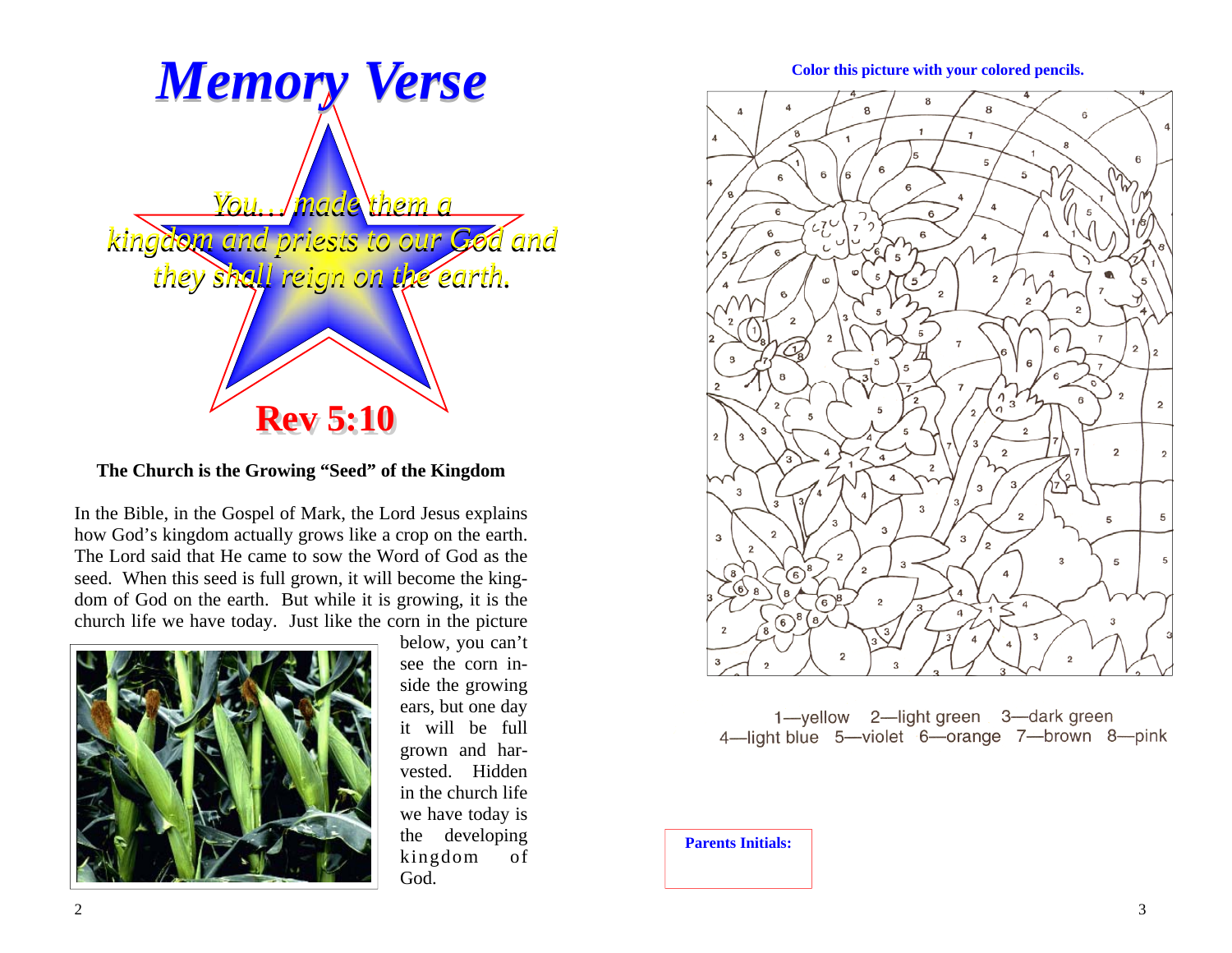# Memory Verse

*You… made them a kingdom and priests to our God and they shall reign on the earth.*

**Rev 5:10**

**The Church is the Growing "Seed" of the Kingdom**

In the Bible, in the Gospel of Mark, the Lord Jesus explains how God's kingdom actually grows like a crop on the earth. The Lord said that He came to sow the Word of God as the seed. When this seed is full grown, it will become the kingdom of God on the earth. But while it is growing, it is the church life we have today. Just like the corn in the picture below, you can't see the corn inside the growing ears, but one day it will be full grown and harvested. Hidden in the church life we have today is the developing kingdom of God.

**Color this picture with your colored pencils.**

1—yellow 2—light green 3—dark green 4—light blue 5—violet 6—orange 7—brown 8—pink

**Parents Initials:**